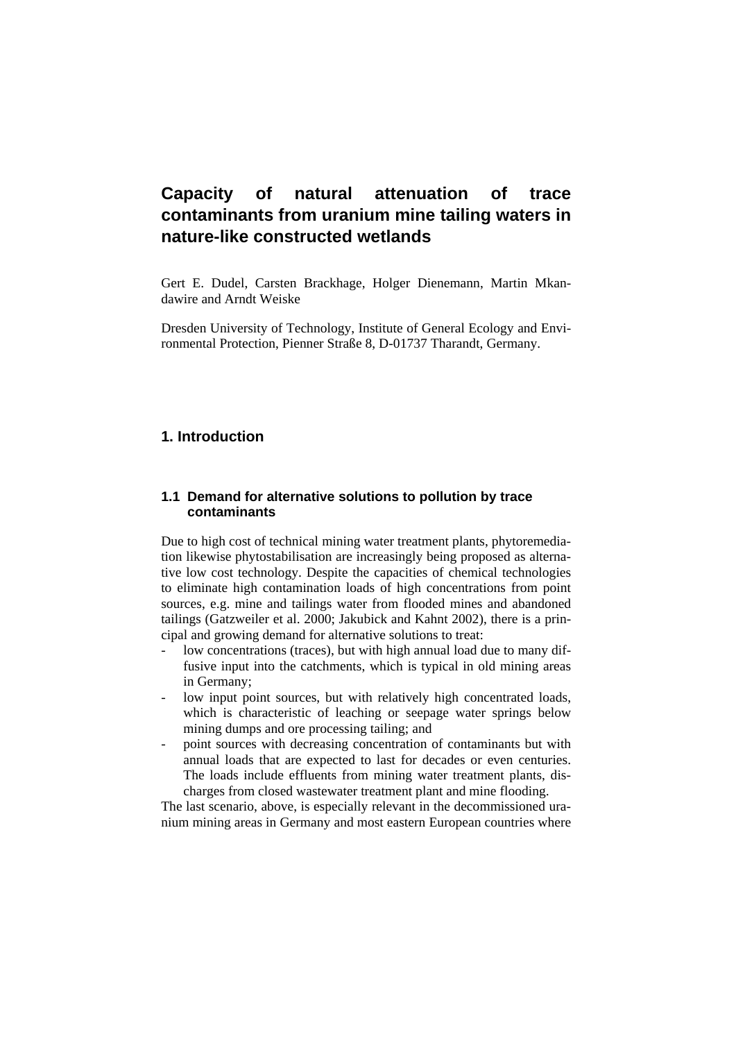# Capacity of natural attenuation of trace contaminants from uranium mine tailing waters in nature-like constructed wetlands

Gert E. Dudel, Carsten Brackhage, Holger Dienemann, Martin Mkandawire and Arndt Weiske

Dresden University of Technology, Institute of General Ecology and Environmental Protection, Pienner Straße 8, D-01737 Tharandt, Germany.

## 1. Introduction

### 1.1 Demand for alternative solutions to pollution by trace contaminants

Due to high cost of technical mining water treatment plants, phytoremediation likewise phytostabilisation are increasingly being proposed as alternative low cost technology. Despite the capacities of chemical technologies to eliminate high contamination loads of high concentrations from point sources, e.g. mine and tailings water from flooded mines and abandoned tailings (Gatzweiler et al. 2000; Jakubick and Kahnt 2002), there is a principal and growing demand for alternative solutions to treat:

- low concentrations (traces), but with high annual load due to many diffusive input into the catchments, which is typical in old mining areas in Germany;
- low input point sources, but with relatively high concentrated loads, which is characteristic of leaching or seepage water springs below mining dumps and ore processing tailing; and
- point sources with decreasing concentration of contaminants but with annual loads that are expected to last for decades or even centuries. The loads include effluents from mining water treatment plants, discharges from closed wastewater treatment plant and mine flooding.

The last scenario, above, is especially relevant in the decommissioned uranium mining areas in Germany and most eastern European countries where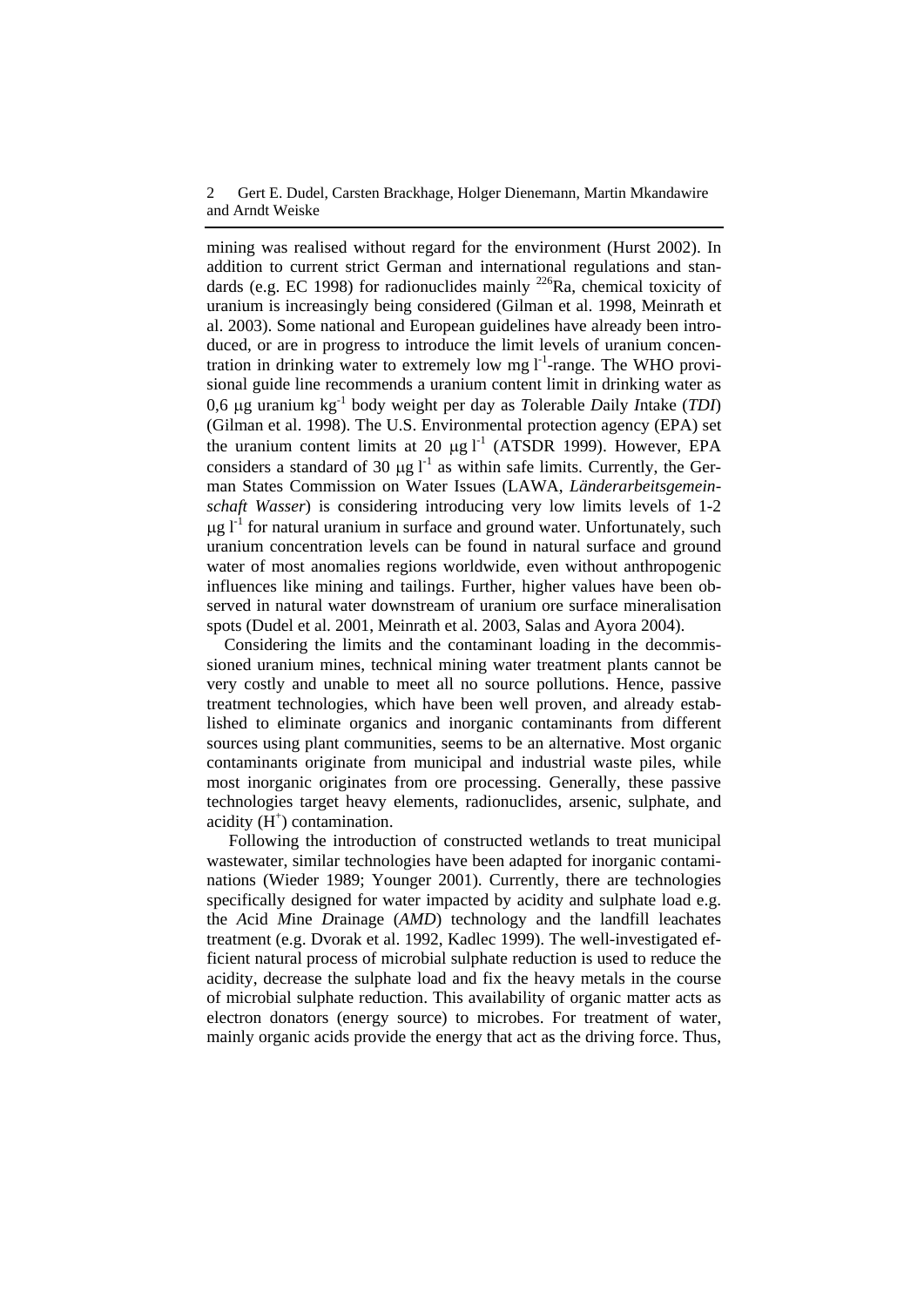mining was realised without regard for the environment (Hurst 2002). In addition to current strict German and international regulations and standards (e.g. EC 1998) for radionuclides mainly $^{226}$Ra, chemical toxicity of uranium is increasingly being considered (Gilman et al. 1998, Meinrath et al. 2003). Some national and European guidelines have already been introduced, or are in progress to introduce the limit levels of uranium concentration in drinking water to extremely low mg $l^{-1}$-range. The WHO provisional guide line recommends a uranium content limit in drinking water as 0,6 μg uranium $kg^{-1}$ body weight per day as *T*olerable *D*aily *I*ntake (*TDI*) (Gilman et al. 1998). The U.S. Environmental protection agency (EPA) set the uranium content limits at 20 μg $l^{-1}$ (ATSDR 1999). However, EPA considers a standard of 30 μg $l^{-1}$ as within safe limits. Currently, the German States Commission on Water Issues (LAWA, *Länderarbeitsgemeinschaft Wasser*) is considering introducing very low limits levels of 1-2 μg $l^{-1}$ for natural uranium in surface and ground water. Unfortunately, such uranium concentration levels can be found in natural surface and ground water of most anomalies regions worldwide, even without anthropogenic influences like mining and tailings. Further, higher values have been observed in natural water downstream of uranium ore surface mineralisation spots (Dudel et al. 2001, Meinrath et al. 2003, Salas and Ayora 2004).

Considering the limits and the contaminant loading in the decommissioned uranium mines, technical mining water treatment plants cannot be very costly and unable to meet all no source pollutions. Hence, passive treatment technologies, which have been well proven, and already established to eliminate organics and inorganic contaminants from different sources using plant communities, seems to be an alternative. Most organic contaminants originate from municipal and industrial waste piles, while most inorganic originates from ore processing. Generally, these passive technologies target heavy elements, radionuclides, arsenic, sulphate, and acidity ($H^+$) contamination.

Following the introduction of constructed wetlands to treat municipal wastewater, similar technologies have been adapted for inorganic contaminations (Wieder 1989; Younger 2001). Currently, there are technologies specifically designed for water impacted by acidity and sulphate load e.g. the *A*cid *M*ine *D*rainage (*AMD*) technology and the landfill leachates treatment (e.g. Dvorak et al. 1992, Kadlec 1999). The well-investigated efficient natural process of microbial sulphate reduction is used to reduce the acidity, decrease the sulphate load and fix the heavy metals in the course of microbial sulphate reduction. This availability of organic matter acts as electron donators (energy source) to microbes. For treatment of water, mainly organic acids provide the energy that act as the driving force. Thus,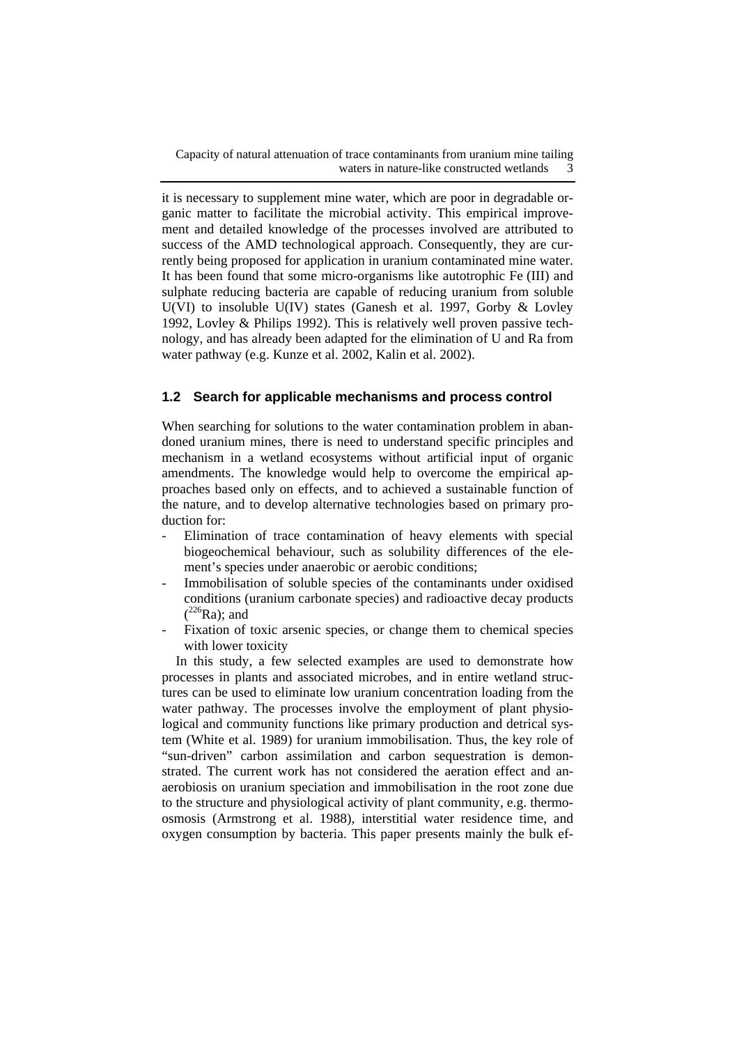it is necessary to supplement mine water, which are poor in degradable organic matter to facilitate the microbial activity. This empirical improvement and detailed knowledge of the processes involved are attributed to success of the AMD technological approach. Consequently, they are currently being proposed for application in uranium contaminated mine water. It has been found that some micro-organisms like autotrophic Fe (III) and sulphate reducing bacteria are capable of reducing uranium from soluble U(VI) to insoluble U(IV) states (Ganesh et al. 1997, Gorby & Lovley 1992, Lovley & Philips 1992). This is relatively well proven passive technology, and has already been adapted for the elimination of U and Ra from water pathway (e.g. Kunze et al. 2002, Kalin et al. 2002).

### 1.2 Search for applicable mechanisms and process control

When searching for solutions to the water contamination problem in abandoned uranium mines, there is need to understand specific principles and mechanism in a wetland ecosystems without artificial input of organic amendments. The knowledge would help to overcome the empirical approaches based only on effects, and to achieved a sustainable function of the nature, and to develop alternative technologies based on primary production for:

- Elimination of trace contamination of heavy elements with special biogeochemical behaviour, such as solubility differences of the element's species under anaerobic or aerobic conditions;
- Immobilisation of soluble species of the contaminants under oxidised conditions (uranium carbonate species) and radioactive decay products ($^{226}$Ra); and
- Fixation of toxic arsenic species, or change them to chemical species with lower toxicity

In this study, a few selected examples are used to demonstrate how processes in plants and associated microbes, and in entire wetland structures can be used to eliminate low uranium concentration loading from the water pathway. The processes involve the employment of plant physiological and community functions like primary production and detrical system (White et al. 1989) for uranium immobilisation. Thus, the key role of "sun-driven" carbon assimilation and carbon sequestration is demonstrated. The current work has not considered the aeration effect and anaerobiosis on uranium speciation and immobilisation in the root zone due to the structure and physiological activity of plant community, e.g. thermo-osmosis (Armstrong et al. 1988), interstitial water residence time, and oxygen consumption by bacteria. This paper presents mainly the bulk ef-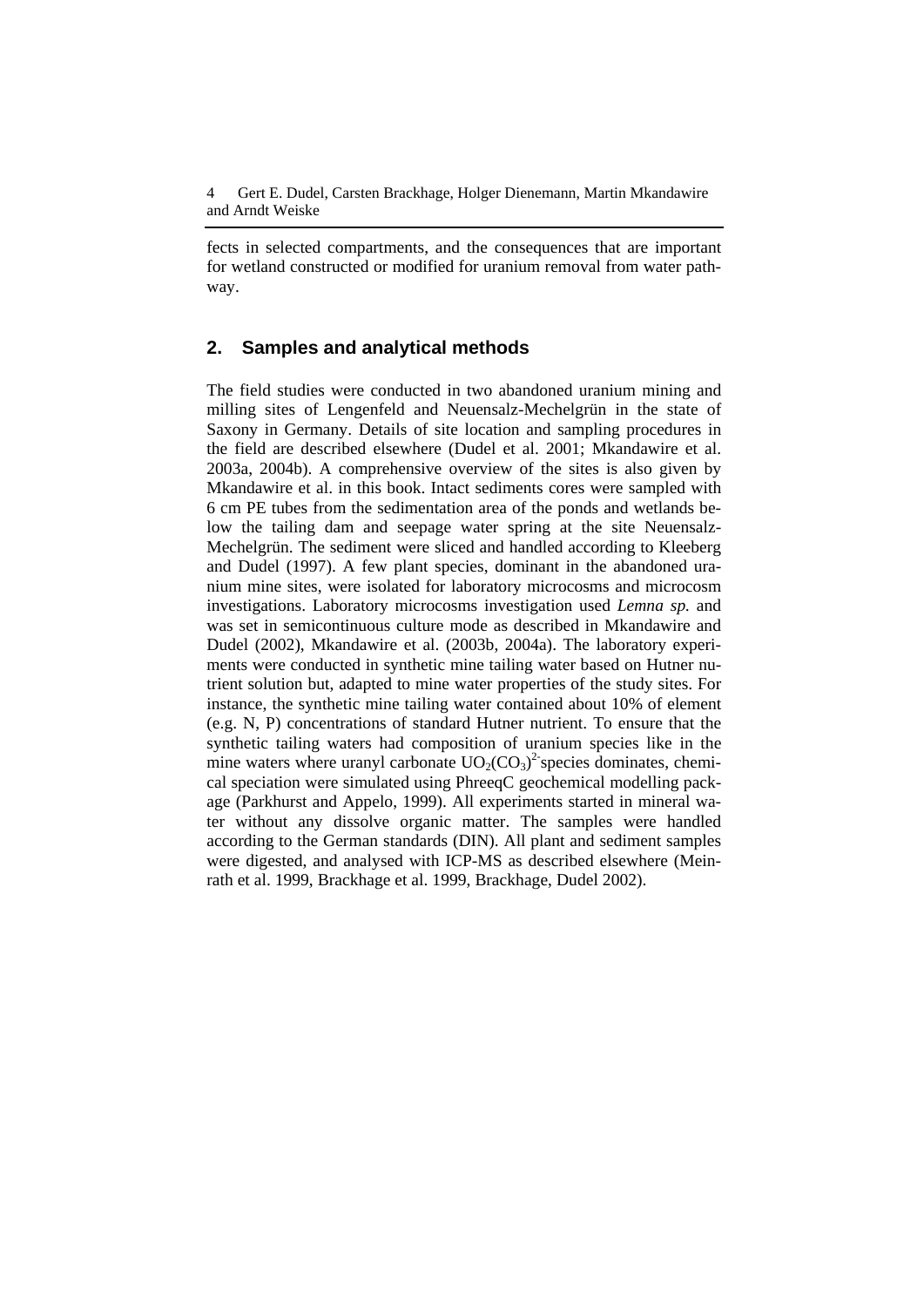fects in selected compartments, and the consequences that are important for wetland constructed or modified for uranium removal from water pathway.

## 2. Samples and analytical methods

The field studies were conducted in two abandoned uranium mining and milling sites of Lengenfeld and Neuensalz-Mechelgrün in the state of Saxony in Germany. Details of site location and sampling procedures in the field are described elsewhere (Dudel et al. 2001; Mkandawire et al. 2003a, 2004b). A comprehensive overview of the sites is also given by Mkandawire et al. in this book. Intact sediments cores were sampled with 6 cm PE tubes from the sedimentation area of the ponds and wetlands below the tailing dam and seepage water spring at the site Neuensalz-Mechelgrün. The sediment were sliced and handled according to Kleeberg and Dudel (1997). A few plant species, dominant in the abandoned uranium mine sites, were isolated for laboratory microcosms and microcosm investigations. Laboratory microcosms investigation used *Lemna sp.* and was set in semicontinuous culture mode as described in Mkandawire and Dudel (2002), Mkandawire et al. (2003b, 2004a). The laboratory experiments were conducted in synthetic mine tailing water based on Hutner nutrient solution but, adapted to mine water properties of the study sites. For instance, the synthetic mine tailing water contained about 10% of element (e.g. N, P) concentrations of standard Hutner nutrient. To ensure that the synthetic tailing waters had composition of uranium species like in the mine waters where uranyl carbonate $UO_2(CO_3)^{2-}$ species dominates, chemical speciation were simulated using PhreeqC geochemical modelling package (Parkhurst and Appelo, 1999). All experiments started in mineral water without any dissolve organic matter. The samples were handled according to the German standards (DIN). All plant and sediment samples were digested, and analysed with ICP-MS as described elsewhere (Meinrath et al. 1999, Brackhage et al. 1999, Brackhage, Dudel 2002).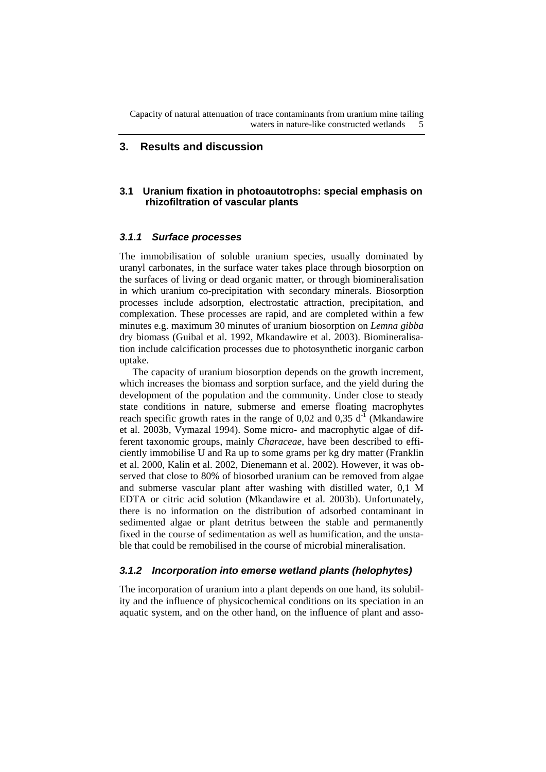## 3. Results and discussion

### 3.1 Uranium fixation in photoautotrophs: special emphasis on rhizofiltration of vascular plants

#### *3.1.1 Surface processes*

The immobilisation of soluble uranium species, usually dominated by uranyl carbonates, in the surface water takes place through biosorption on the surfaces of living or dead organic matter, or through biomineralisation in which uranium co-precipitation with secondary minerals. Biosorption processes include adsorption, electrostatic attraction, precipitation, and complexation. These processes are rapid, and are completed within a few minutes e.g. maximum 30 minutes of uranium biosorption on *Lemna gibba* dry biomass (Guibal et al. 1992, Mkandawire et al. 2003). Biomineralisation include calcification processes due to photosynthetic inorganic carbon uptake.

The capacity of uranium biosorption depends on the growth increment, which increases the biomass and sorption surface, and the yield during the development of the population and the community. Under close to steady state conditions in nature, submerse and emerse floating macrophytes reach specific growth rates in the range of 0,02 and 0,35 $d^{-1}$ (Mkandawire et al. 2003b, Vymazal 1994). Some micro- and macrophytic algae of different taxonomic groups, mainly *Characeae*, have been described to efficiently immobilise U and Ra up to some grams per kg dry matter (Franklin et al. 2000, Kalin et al. 2002, Dienemann et al. 2002). However, it was observed that close to 80% of biosorbed uranium can be removed from algae and submerse vascular plant after washing with distilled water, 0,1 M EDTA or citric acid solution (Mkandawire et al. 2003b). Unfortunately, there is no information on the distribution of adsorbed contaminant in sedimented algae or plant detritus between the stable and permanently fixed in the course of sedimentation as well as humification, and the unstable that could be remobilised in the course of microbial mineralisation.

#### *3.1.2 Incorporation into emerse wetland plants (helophytes)*

The incorporation of uranium into a plant depends on one hand, its solubility and the influence of physicochemical conditions on its speciation in an aquatic system, and on the other hand, on the influence of plant and asso-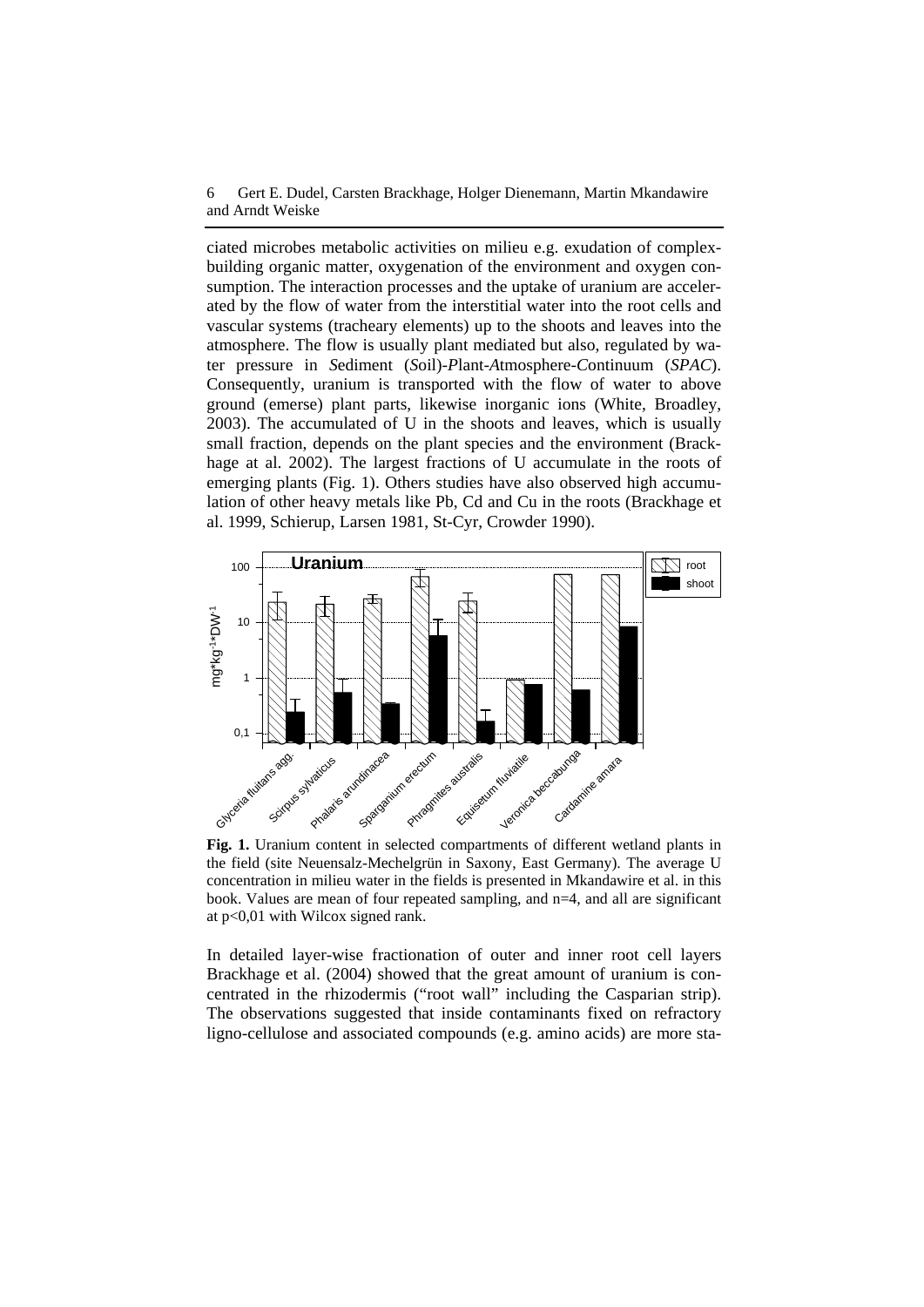ciated microbes metabolic activities on milieu e.g. exudation of complex-building organic matter, oxygenation of the environment and oxygen consumption. The interaction processes and the uptake of uranium are accelerated by the flow of water from the interstitial water into the root cells and vascular systems (tracheary elements) up to the shoots and leaves into the atmosphere. The flow is usually plant mediated but also, regulated by water pressure in *S*ediment (*S*oil)-*P*lant-*A*tmosphere-*C*ontinuum (*SPAC*). Consequently, uranium is transported with the flow of water to above ground (emerse) plant parts, likewise inorganic ions (White, Broadley, 2003). The accumulated of U in the shoots and leaves, which is usually small fraction, depends on the plant species and the environment (Brackhage at al. 2002). The largest fractions of U accumulate in the roots of emerging plants (Fig. 1). Others studies have also observed high accumulation of other heavy metals like Pb, Cd and Cu in the roots (Brackhage et al. 1999, Schierup, Larsen 1981, St-Cyr, Crowder 1990).

**Fig. 1.** Uranium content in selected compartments of different wetland plants in the field (site Neuensalz-Mechelgrün in Saxony, East Germany). The average U concentration in milieu water in the fields is presented in Mkandawire et al. in this book. Values are mean of four repeated sampling, and n=4, and all are significant at p<0,01 with Wilcox signed rank.

In detailed layer-wise fractionation of outer and inner root cell layers Brackhage et al. (2004) showed that the great amount of uranium is concentrated in the rhizodermis ("root wall" including the Casparian strip). The observations suggested that inside contaminants fixed on refractory ligno-cellulose and associated compounds (e.g. amino acids) are more sta-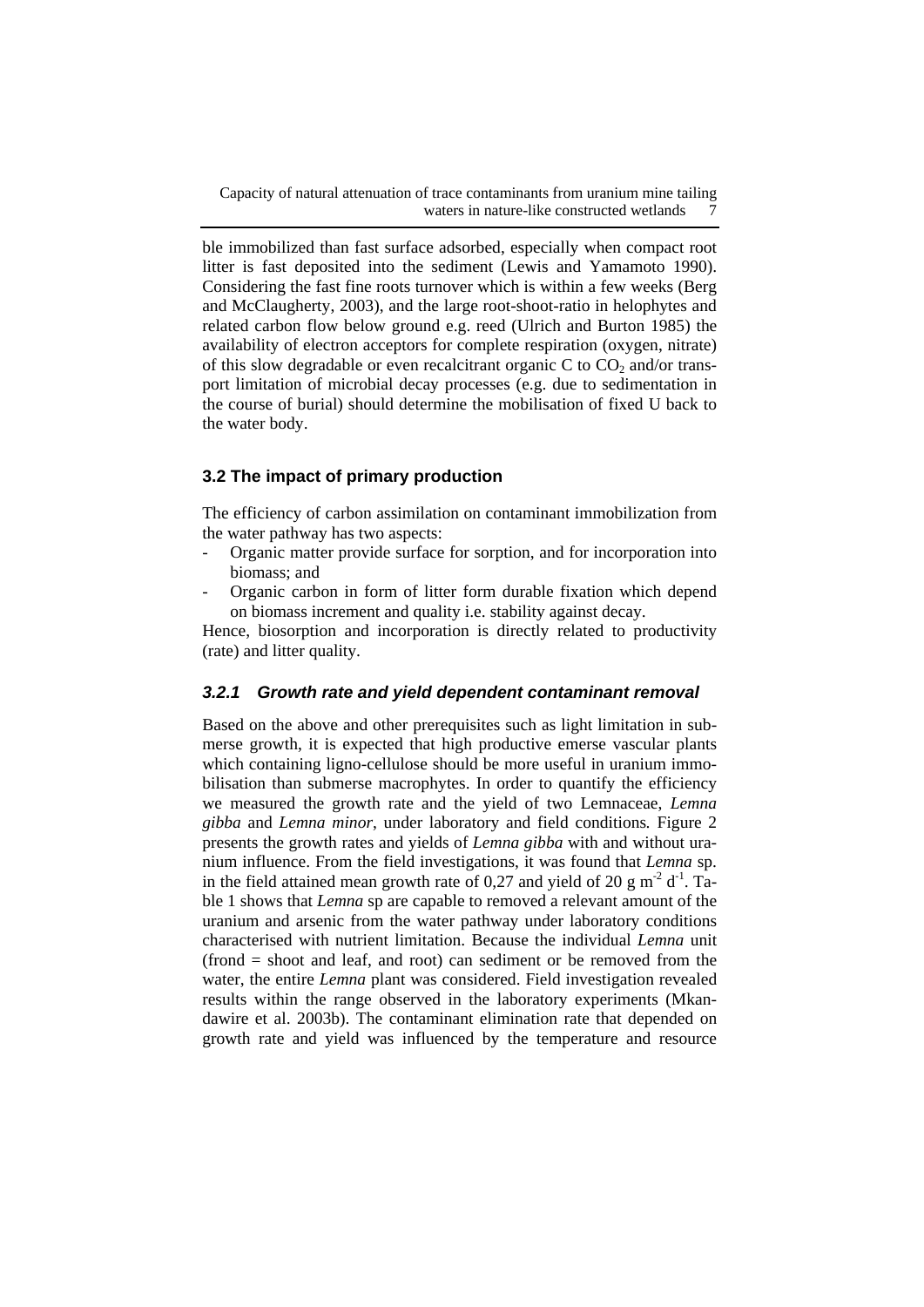ble immobilized than fast surface adsorbed, especially when compact root litter is fast deposited into the sediment (Lewis and Yamamoto 1990). Considering the fast fine roots turnover which is within a few weeks (Berg and McClaugherty, 2003), and the large root-shoot-ratio in helophytes and related carbon flow below ground e.g. reed (Ulrich and Burton 1985) the availability of electron acceptors for complete respiration (oxygen, nitrate) of this slow degradable or even recalcitrant organic C to $CO_2$ and/or transport limitation of microbial decay processes (e.g. due to sedimentation in the course of burial) should determine the mobilisation of fixed U back to the water body.

## 3.2 The impact of primary production

The efficiency of carbon assimilation on contaminant immobilization from the water pathway has two aspects:

- Organic matter provide surface for sorption, and for incorporation into biomass; and
- Organic carbon in form of litter form durable fixation which depend on biomass increment and quality i.e. stability against decay.

Hence, biosorption and incorporation is directly related to productivity (rate) and litter quality.

### *3.2.1 Growth rate and yield dependent contaminant removal*

Based on the above and other prerequisites such as light limitation in submerse growth, it is expected that high productive emerse vascular plants which containing ligno-cellulose should be more useful in uranium immobilisation than submerse macrophytes. In order to quantify the efficiency we measured the growth rate and the yield of two Lemnaceae, *Lemna gibba* and *Lemna minor*, under laboratory and field conditions. Figure 2 presents the growth rates and yields of *Lemna gibba* with and without uranium influence. From the field investigations, it was found that *Lemna* sp. in the field attained mean growth rate of 0,27 and yield of 20 g $m^{-2}$ $d^{-1}$. Table 1 shows that *Lemna* sp are capable to removed a relevant amount of the uranium and arsenic from the water pathway under laboratory conditions characterised with nutrient limitation. Because the individual *Lemna* unit (frond = shoot and leaf, and root) can sediment or be removed from the water, the entire *Lemna* plant was considered. Field investigation revealed results within the range observed in the laboratory experiments (Mkandawire et al. 2003b). The contaminant elimination rate that depended on growth rate and yield was influenced by the temperature and resource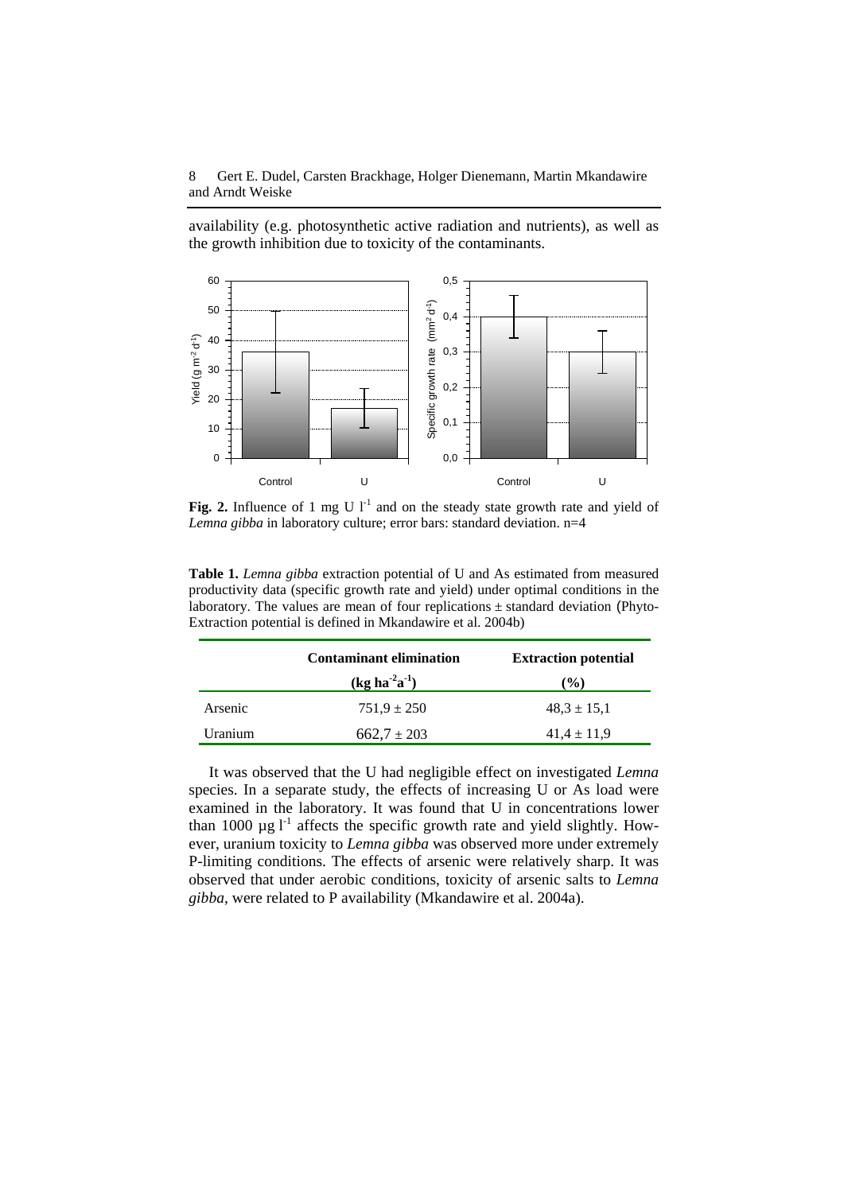availability (e.g. photosynthetic active radiation and nutrients), as well as the growth inhibition due to toxicity of the contaminants.

**Fig. 2.** Influence of 1 mg U $l^{-1}$ and on the steady state growth rate and yield of *Lemna gibba* in laboratory culture; error bars: standard deviation. n=4

**Table 1.** *Lemna gibba* extraction potential of U and As estimated from measured productivity data (specific growth rate and yield) under optimal conditions in the laboratory. The values are mean of four replications ± standard deviation (Phyto-Extraction potential is defined in Mkandawire et al. 2004b)

| | **Contaminant elimination** ($\mathbf{kg\ ha^{-2}a^{-1}}$) | **Extraction potential** (**%**) |
|---|---|---|
| Arsenic | 751,9 ± 250 | 48,3 ± 15,1 |
| Uranium | 662,7 ± 203 | 41,4 ± 11,9 |

It was observed that the U had negligible effect on investigated *Lemna* species. In a separate study, the effects of increasing U or As load were examined in the laboratory. It was found that U in concentrations lower than 1000 µg $l^{-1}$ affects the specific growth rate and yield slightly. However, uranium toxicity to *Lemna gibba* was observed more under extremely P-limiting conditions. The effects of arsenic were relatively sharp. It was observed that under aerobic conditions, toxicity of arsenic salts to *Lemna gibba*, were related to P availability (Mkandawire et al. 2004a).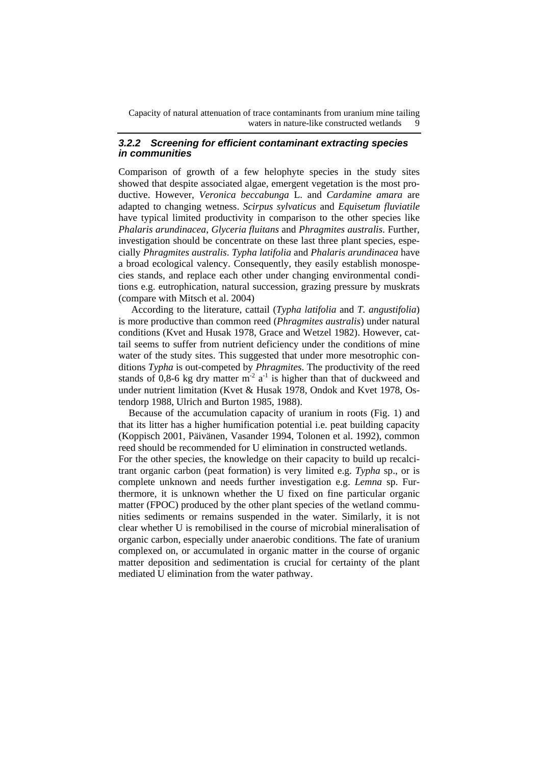### 3.2.2 Screening for efficient contaminant extracting species in communities

Comparison of growth of a few helophyte species in the study sites showed that despite associated algae, emergent vegetation is the most productive. However, *Veronica beccabunga* L. and *Cardamine amara* are adapted to changing wetness. *Scirpus sylvaticus* and *Equisetum fluviatile* have typical limited productivity in comparison to the other species like *Phalaris arundinacea*, *Glyceria fluitans* and *Phragmites australis*. Further, investigation should be concentrate on these last three plant species, especially *Phragmites australis*. *Typha latifolia* and *Phalaris arundinacea* have a broad ecological valency. Consequently, they easily establish monospecies stands, and replace each other under changing environmental conditions e.g. eutrophication, natural succession, grazing pressure by muskrats (compare with Mitsch et al. 2004)

According to the literature, cattail (*Typha latifolia* and *T. angustifolia*) is more productive than common reed (*Phragmites australis*) under natural conditions (Kvet and Husak 1978, Grace and Wetzel 1982). However, cattail seems to suffer from nutrient deficiency under the conditions of mine water of the study sites. This suggested that under more mesotrophic conditions *Typha* is out-competed by *Phragmites*. The productivity of the reed stands of 0,8-6 kg dry matter $m^{-2}$ $a^{-1}$ is higher than that of duckweed and under nutrient limitation (Kvet & Husak 1978, Ondok and Kvet 1978, Ostendorp 1988, Ulrich and Burton 1985, 1988).

Because of the accumulation capacity of uranium in roots (Fig. 1) and that its litter has a higher humification potential i.e. peat building capacity (Koppisch 2001, Päivänen, Vasander 1994, Tolonen et al. 1992), common reed should be recommended for U elimination in constructed wetlands.

For the other species, the knowledge on their capacity to build up recalcitrant organic carbon (peat formation) is very limited e.g. *Typha* sp., or is complete unknown and needs further investigation e.g. *Lemna* sp. Furthermore, it is unknown whether the U fixed on fine particular organic matter (FPOC) produced by the other plant species of the wetland communities sediments or remains suspended in the water. Similarly, it is not clear whether U is remobilised in the course of microbial mineralisation of organic carbon, especially under anaerobic conditions. The fate of uranium complexed on, or accumulated in organic matter in the course of organic matter deposition and sedimentation is crucial for certainty of the plant mediated U elimination from the water pathway.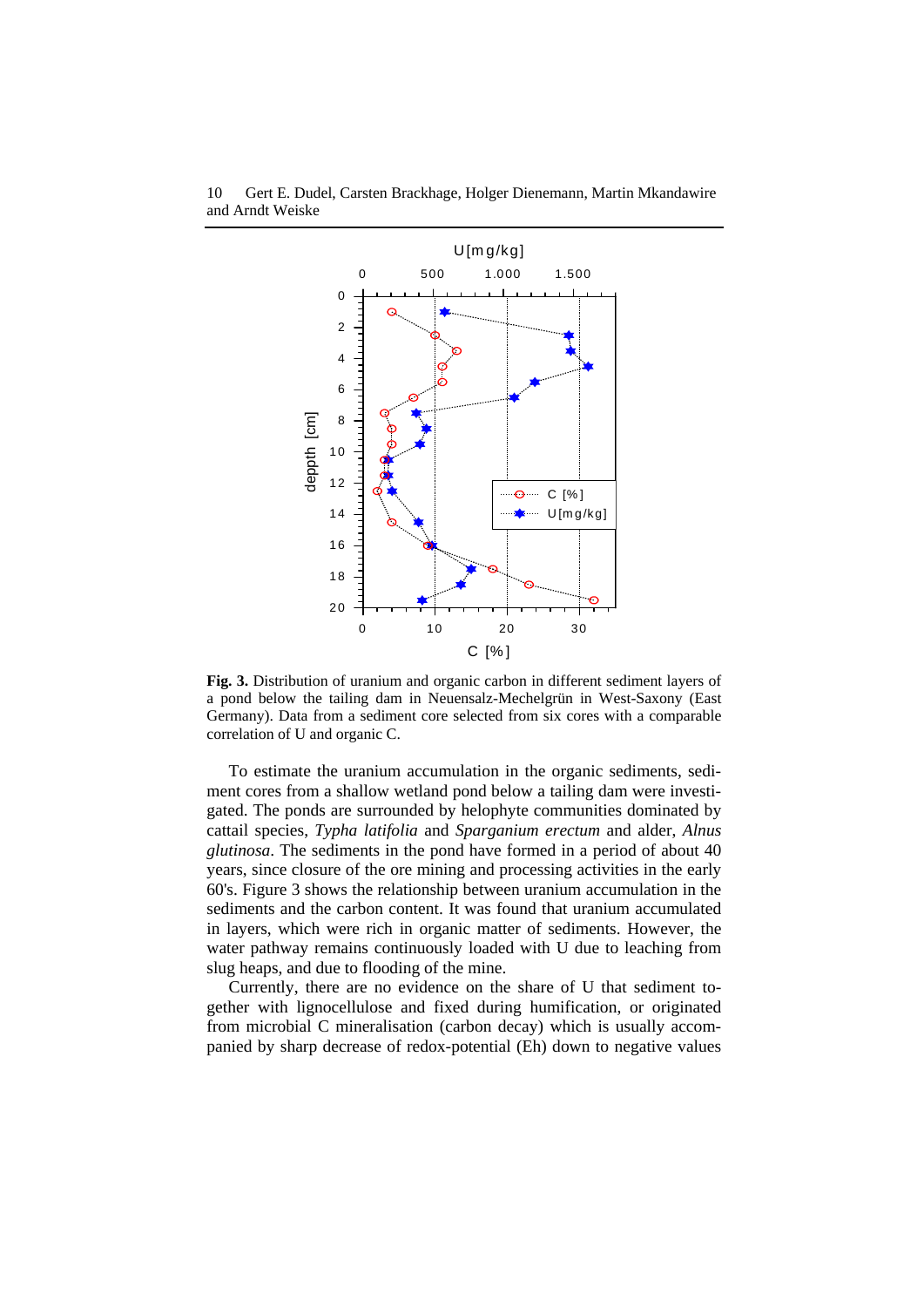**Fig. 3.** Distribution of uranium and organic carbon in different sediment layers of a pond below the tailing dam in Neuensalz-Mechelgrün in West-Saxony (East Germany). Data from a sediment core selected from six cores with a comparable correlation of U and organic C.

To estimate the uranium accumulation in the organic sediments, sediment cores from a shallow wetland pond below a tailing dam were investigated. The ponds are surrounded by helophyte communities dominated by cattail species, *Typha latifolia* and *Sparganium erectum* and alder, *Alnus glutinosa*. The sediments in the pond have formed in a period of about 40 years, since closure of the ore mining and processing activities in the early 60's. Figure 3 shows the relationship between uranium accumulation in the sediments and the carbon content. It was found that uranium accumulated in layers, which were rich in organic matter of sediments. However, the water pathway remains continuously loaded with U due to leaching from slug heaps, and due to flooding of the mine.

Currently, there are no evidence on the share of U that sediment together with lignocellulose and fixed during humification, or originated from microbial C mineralisation (carbon decay) which is usually accompanied by sharp decrease of redox-potential (Eh) down to negative values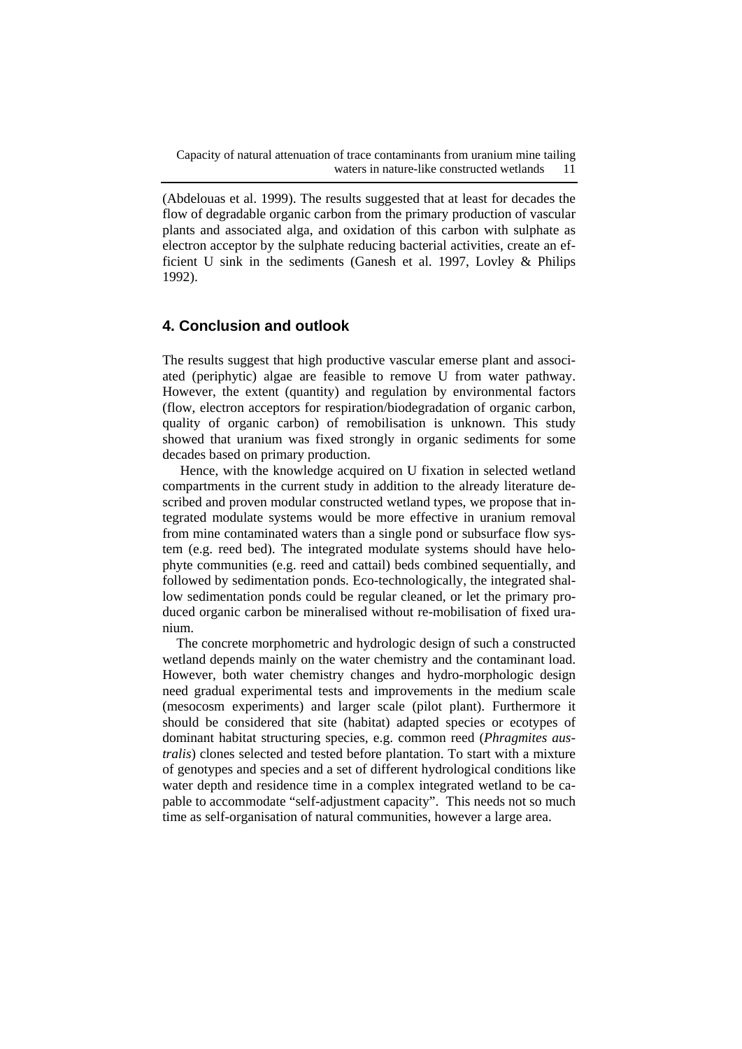(Abdelouas et al. 1999). The results suggested that at least for decades the flow of degradable organic carbon from the primary production of vascular plants and associated alga, and oxidation of this carbon with sulphate as electron acceptor by the sulphate reducing bacterial activities, create an efficient U sink in the sediments (Ganesh et al. 1997, Lovley & Philips 1992).

## 4. Conclusion and outlook

The results suggest that high productive vascular emerse plant and associated (periphytic) algae are feasible to remove U from water pathway. However, the extent (quantity) and regulation by environmental factors (flow, electron acceptors for respiration/biodegradation of organic carbon, quality of organic carbon) of remobilisation is unknown. This study showed that uranium was fixed strongly in organic sediments for some decades based on primary production.

Hence, with the knowledge acquired on U fixation in selected wetland compartments in the current study in addition to the already literature described and proven modular constructed wetland types, we propose that integrated modulate systems would be more effective in uranium removal from mine contaminated waters than a single pond or subsurface flow system (e.g. reed bed). The integrated modulate systems should have helophyte communities (e.g. reed and cattail) beds combined sequentially, and followed by sedimentation ponds. Eco-technologically, the integrated shallow sedimentation ponds could be regular cleaned, or let the primary produced organic carbon be mineralised without re-mobilisation of fixed uranium.

The concrete morphometric and hydrologic design of such a constructed wetland depends mainly on the water chemistry and the contaminant load. However, both water chemistry changes and hydro-morphologic design need gradual experimental tests and improvements in the medium scale (mesocosm experiments) and larger scale (pilot plant). Furthermore it should be considered that site (habitat) adapted species or ecotypes of dominant habitat structuring species, e.g. common reed (*Phragmites australis*) clones selected and tested before plantation. To start with a mixture of genotypes and species and a set of different hydrological conditions like water depth and residence time in a complex integrated wetland to be capable to accommodate "self-adjustment capacity". This needs not so much time as self-organisation of natural communities, however a large area.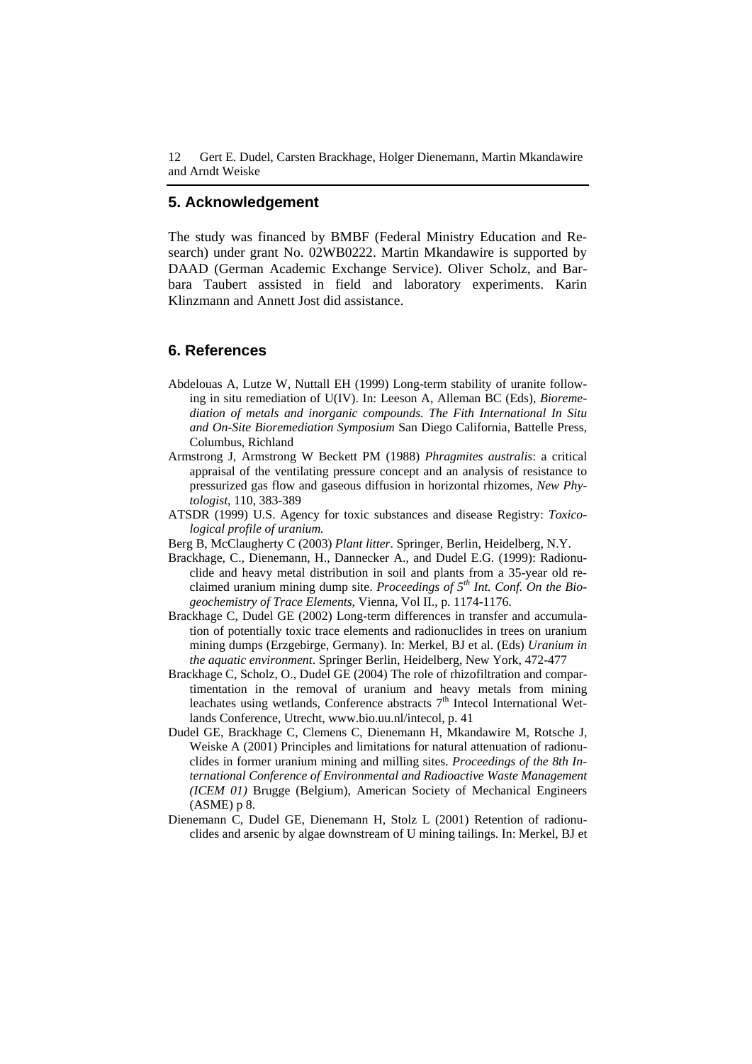## 5. Acknowledgement

The study was financed by BMBF (Federal Ministry Education and Research) under grant No. 02WB0222. Martin Mkandawire is supported by DAAD (German Academic Exchange Service). Oliver Scholz, and Barbara Taubert assisted in field and laboratory experiments. Karin Klinzmann and Annett Jost did assistance.

## 6. References

Abdelouas A, Lutze W, Nuttall EH (1999) Long-term stability of uranite following in situ remediation of U(IV). In: Leeson A, Alleman BC (Eds), *Bioremediation of metals and inorganic compounds. The Fith International In Situ and On-Site Bioremediation Symposium* San Diego California, Battelle Press, Columbus, Richland

Armstrong J, Armstrong W Beckett PM (1988) *Phragmites australis*: a critical appraisal of the ventilating pressure concept and an analysis of resistance to pressurized gas flow and gaseous diffusion in horizontal rhizomes, *New Phytologist*, 110, 383-389

ATSDR (1999) U.S. Agency for toxic substances and disease Registry: *Toxicological profile of uranium.*

Berg B, McClaugherty C (2003) *Plant litter*. Springer, Berlin, Heidelberg, N.Y.

Brackhage, C., Dienemann, H., Dannecker A., and Dudel E.G. (1999): Radionuclide and heavy metal distribution in soil and plants from a 35-year old reclaimed uranium mining dump site. *Proceedings of 5th Int. Conf. On the Biogeochemistry of Trace Elements*, Vienna, Vol II., p. 1174-1176.

Brackhage C, Dudel GE (2002) Long-term differences in transfer and accumulation of potentially toxic trace elements and radionuclides in trees on uranium mining dumps (Erzgebirge, Germany). In: Merkel, BJ et al. (Eds) *Uranium in the aquatic environment*. Springer Berlin, Heidelberg, New York, 472-477

Brackhage C, Scholz, O., Dudel GE (2004) The role of rhizofiltration and compartimentation in the removal of uranium and heavy metals from mining leachates using wetlands, Conference abstracts 7th Intecol International Wetlands Conference, Utrecht, www.bio.uu.nl/intecol, p. 41

Dudel GE, Brackhage C, Clemens C, Dienemann H, Mkandawire M, Rotsche J, Weiske A (2001) Principles and limitations for natural attenuation of radionuclides in former uranium mining and milling sites. *Proceedings of the 8th International Conference of Environmental and Radioactive Waste Management (ICEM 01)* Brugge (Belgium), American Society of Mechanical Engineers (ASME) p 8.

Dienemann C, Dudel GE, Dienemann H, Stolz L (2001) Retention of radionuclides and arsenic by algae downstream of U mining tailings. In: Merkel, BJ et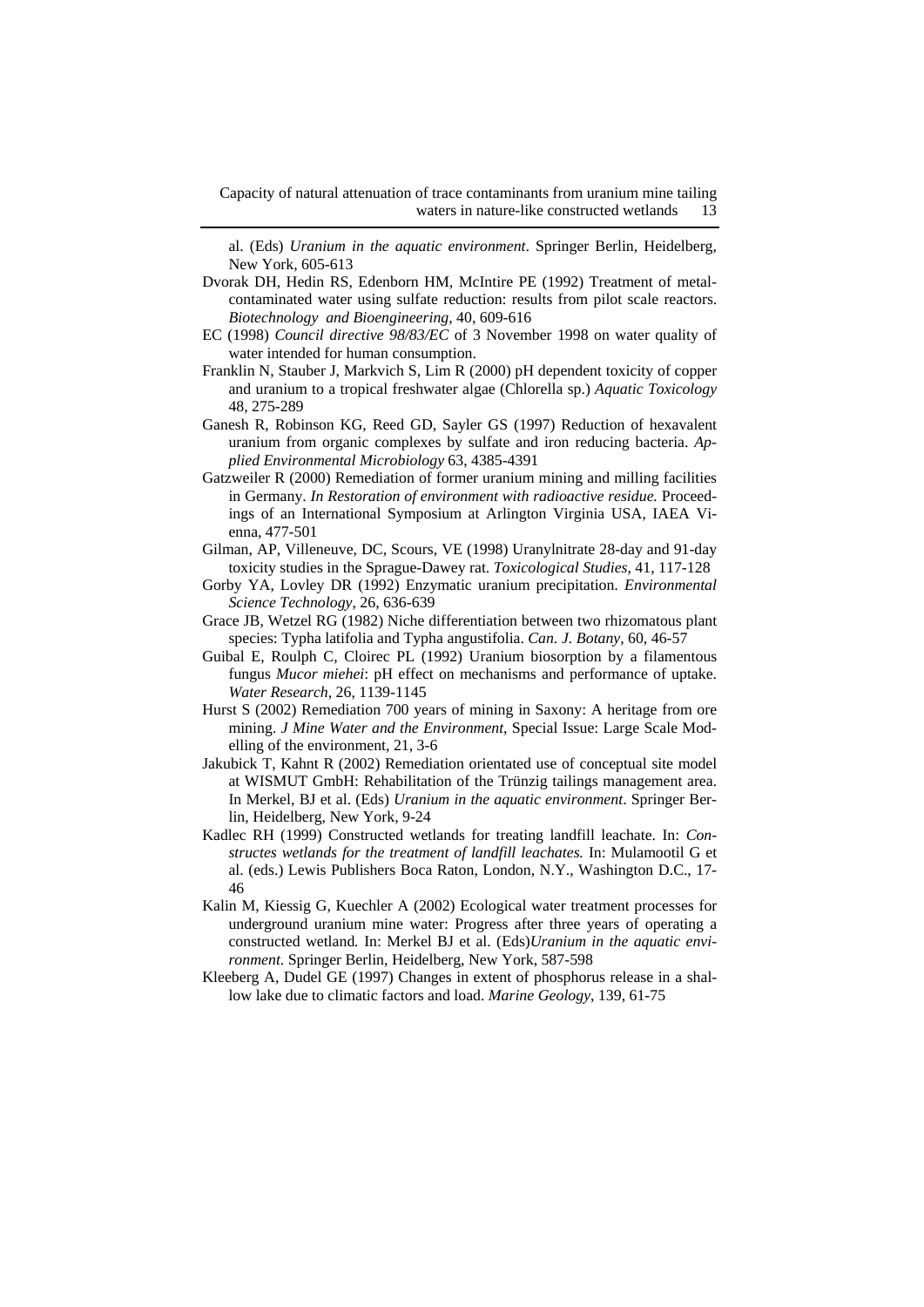al. (Eds) *Uranium in the aquatic environment*. Springer Berlin, Heidelberg, New York, 605-613

Dvorak DH, Hedin RS, Edenborn HM, McIntire PE (1992) Treatment of metal-contaminated water using sulfate reduction: results from pilot scale reactors. *Biotechnology and Bioengineering*, 40, 609-616

EC (1998) *Council directive 98/83/EC* of 3 November 1998 on water quality of water intended for human consumption.

Franklin N, Stauber J, Markvich S, Lim R (2000) pH dependent toxicity of copper and uranium to a tropical freshwater algae (Chlorella sp.) *Aquatic Toxicology* 48, 275-289

Ganesh R, Robinson KG, Reed GD, Sayler GS (1997) Reduction of hexavalent uranium from organic complexes by sulfate and iron reducing bacteria. *Applied Environmental Microbiology* 63, 4385-4391

Gatzweiler R (2000) Remediation of former uranium mining and milling facilities in Germany. *In Restoration of environment with radioactive residue.* Proceedings of an International Symposium at Arlington Virginia USA, IAEA Vienna, 477-501

Gilman, AP, Villeneuve, DC, Scours, VE (1998) Uranylnitrate 28-day and 91-day toxicity studies in the Sprague-Dawey rat. *Toxicological Studies*, 41, 117-128

Gorby YA, Lovley DR (1992) Enzymatic uranium precipitation. *Environmental Science Technology*, 26, 636-639

Grace JB, Wetzel RG (1982) Niche differentiation between two rhizomatous plant species: Typha latifolia and Typha angustifolia. *Can. J. Botany*, 60, 46-57

Guibal E, Roulph C, Cloirec PL (1992) Uranium biosorption by a filamentous fungus *Mucor miehei*: pH effect on mechanisms and performance of uptake. *Water Research*, 26, 1139-1145

Hurst S (2002) Remediation 700 years of mining in Saxony: A heritage from ore mining. *J Mine Water and the Environment*, Special Issue: Large Scale Modelling of the environment, 21, 3-6

Jakubick T, Kahnt R (2002) Remediation orientated use of conceptual site model at WISMUT GmbH: Rehabilitation of the Trünzig tailings management area. In Merkel, BJ et al. (Eds) *Uranium in the aquatic environment*. Springer Berlin, Heidelberg, New York, 9-24

Kadlec RH (1999) Constructed wetlands for treating landfill leachate. In: *Constructes wetlands for the treatment of landfill leachates.* In: Mulamootil G et al. (eds.) Lewis Publishers Boca Raton, London, N.Y., Washington D.C., 17-46

Kalin M, Kiessig G, Kuechler A (2002) Ecological water treatment processes for underground uranium mine water: Progress after three years of operating a constructed wetland. In: Merkel BJ et al. (Eds)*Uranium in the aquatic environment*. Springer Berlin, Heidelberg, New York, 587-598

Kleeberg A, Dudel GE (1997) Changes in extent of phosphorus release in a shallow lake due to climatic factors and load. *Marine Geology*, 139, 61-75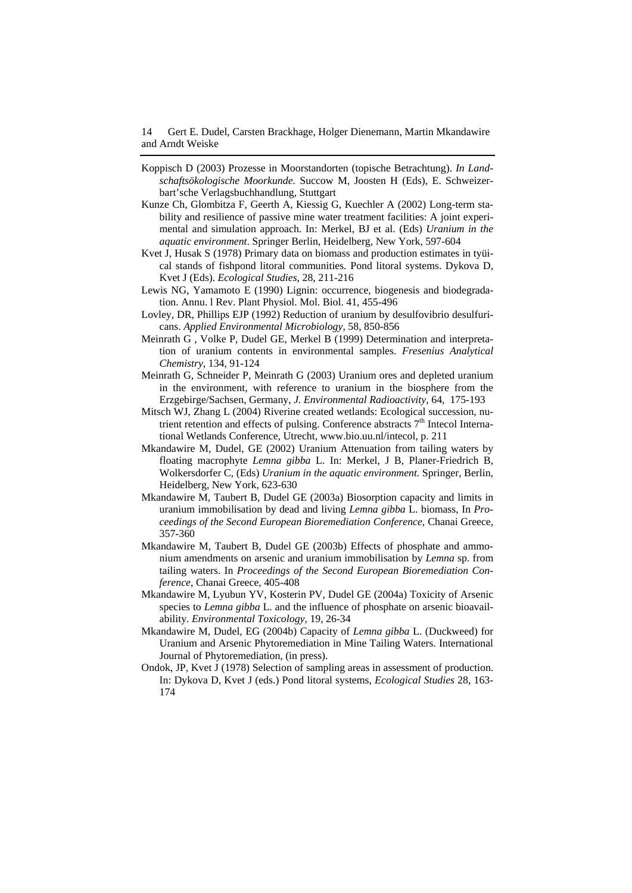Koppisch D (2003) Prozesse in Moorstandorten (topische Betrachtung). *In Landschaftsökologische Moorkunde*. Succow M, Joosten H (Eds), E. Schweizerbart'sche Verlagsbuchhandlung, Stuttgart

Kunze Ch, Glombitza F, Geerth A, Kiessig G, Kuechler A (2002) Long-term stability and resilience of passive mine water treatment facilities: A joint experimental and simulation approach. In: Merkel, BJ et al. (Eds) *Uranium in the aquatic environment*. Springer Berlin, Heidelberg, New York, 597-604

Kvet J, Husak S (1978) Primary data on biomass and production estimates in tyüical stands of fishpond litoral communities. Pond litoral systems. Dykova D, Kvet J (Eds). *Ecological Studies*, 28, 211-216

Lewis NG, Yamamoto E (1990) Lignin: occurrence, biogenesis and biodegradation. Annu. l Rev. Plant Physiol. Mol. Biol. 41, 455-496

Lovley, DR, Phillips EJP (1992) Reduction of uranium by desulfovibrio desulfuricans. *Applied Environmental Microbiology*, 58, 850-856

Meinrath G , Volke P, Dudel GE, Merkel B (1999) Determination and interpretation of uranium contents in environmental samples. *Fresenius Analytical Chemistry*, 134, 91-124

Meinrath G, Schneider P, Meinrath G (2003) Uranium ores and depleted uranium in the environment, with reference to uranium in the biosphere from the Erzgebirge/Sachsen, Germany, *J. Environmental Radioactivity*, 64, 175-193

Mitsch WJ, Zhang L (2004) Riverine created wetlands: Ecological succession, nutrient retention and effects of pulsing. Conference abstracts 7th Intecol International Wetlands Conference, Utrecht, www.bio.uu.nl/intecol, p. 211

Mkandawire M, Dudel, GE (2002) Uranium Attenuation from tailing waters by floating macrophyte *Lemna gibba* L. In: Merkel, J B, Planer-Friedrich B, Wolkersdorfer C, (Eds) *Uranium in the aquatic environment*. Springer, Berlin, Heidelberg, New York, 623-630

Mkandawire M, Taubert B, Dudel GE (2003a) Biosorption capacity and limits in uranium immobilisation by dead and living *Lemna gibba* L. biomass, In *Proceedings of the Second European Bioremediation Conference*, Chanai Greece, 357-360

Mkandawire M, Taubert B, Dudel GE (2003b) Effects of phosphate and ammonium amendments on arsenic and uranium immobilisation by *Lemna* sp. from tailing waters. In *Proceedings of the Second European Bioremediation Conference*, Chanai Greece, 405-408

Mkandawire M, Lyubun YV, Kosterin PV, Dudel GE (2004a) Toxicity of Arsenic species to *Lemna gibba* L. and the influence of phosphate on arsenic bioavailability. *Environmental Toxicology*, 19, 26-34

Mkandawire M, Dudel, EG (2004b) Capacity of *Lemna gibba* L. (Duckweed) for Uranium and Arsenic Phytoremediation in Mine Tailing Waters. International Journal of Phytoremediation, (in press).

Ondok, JP, Kvet J (1978) Selection of sampling areas in assessment of production. In: Dykova D, Kvet J (eds.) Pond litoral systems, *Ecological Studies* 28, 163-174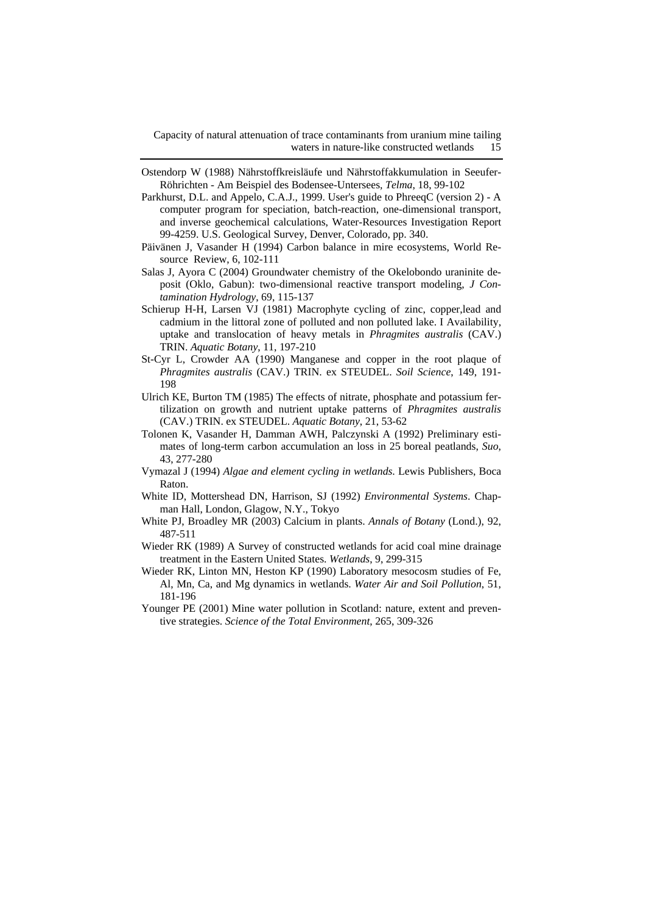Ostendorp W (1988) Nährstoffkreisläufe und Nährstoffakkumulation in Seeufer-Röhrichten - Am Beispiel des Bodensee-Untersees, *Telma*, 18, 99-102

Parkhurst, D.L. and Appelo, C.A.J., 1999. User's guide to PhreeqC (version 2) - A computer program for speciation, batch-reaction, one-dimensional transport, and inverse geochemical calculations, Water-Resources Investigation Report 99-4259. U.S. Geological Survey, Denver, Colorado, pp. 340.

Päivänen J, Vasander H (1994) Carbon balance in mire ecosystems, World Resource Review, 6, 102-111

Salas J, Ayora C (2004) Groundwater chemistry of the Okelobondo uraninite deposit (Oklo, Gabun): two-dimensional reactive transport modeling, *J Contamination Hydrology*, 69, 115-137

Schierup H-H, Larsen VJ (1981) Macrophyte cycling of zinc, copper,lead and cadmium in the littoral zone of polluted and non polluted lake. I Availability, uptake and translocation of heavy metals in *Phragmites australis* (CAV.) TRIN. *Aquatic Botany*, 11, 197-210

St-Cyr L, Crowder AA (1990) Manganese and copper in the root plaque of *Phragmites australis* (CAV.) TRIN. ex STEUDEL. *Soil Science*, 149, 191-198

Ulrich KE, Burton TM (1985) The effects of nitrate, phosphate and potassium fertilization on growth and nutrient uptake patterns of *Phragmites australis* (CAV.) TRIN. ex STEUDEL. *Aquatic Botany*, 21, 53-62

Tolonen K, Vasander H, Damman AWH, Palczynski A (1992) Preliminary estimates of long-term carbon accumulation an loss in 25 boreal peatlands, *Suo*, 43, 277-280

Vymazal J (1994) *Algae and element cycling in wetlands*. Lewis Publishers, Boca Raton.

White ID, Mottershead DN, Harrison, SJ (1992) *Environmental Systems*. Chapman Hall, London, Glagow, N.Y., Tokyo

White PJ, Broadley MR (2003) Calcium in plants. *Annals of Botany* (Lond.), 92, 487-511

Wieder RK (1989) A Survey of constructed wetlands for acid coal mine drainage treatment in the Eastern United States. *Wetlands*, 9, 299-315

Wieder RK, Linton MN, Heston KP (1990) Laboratory mesocosm studies of Fe, Al, Mn, Ca, and Mg dynamics in wetlands. *Water Air and Soil Pollution*, 51, 181-196

Younger PE (2001) Mine water pollution in Scotland: nature, extent and preventive strategies. *Science of the Total Environment*, 265, 309-326